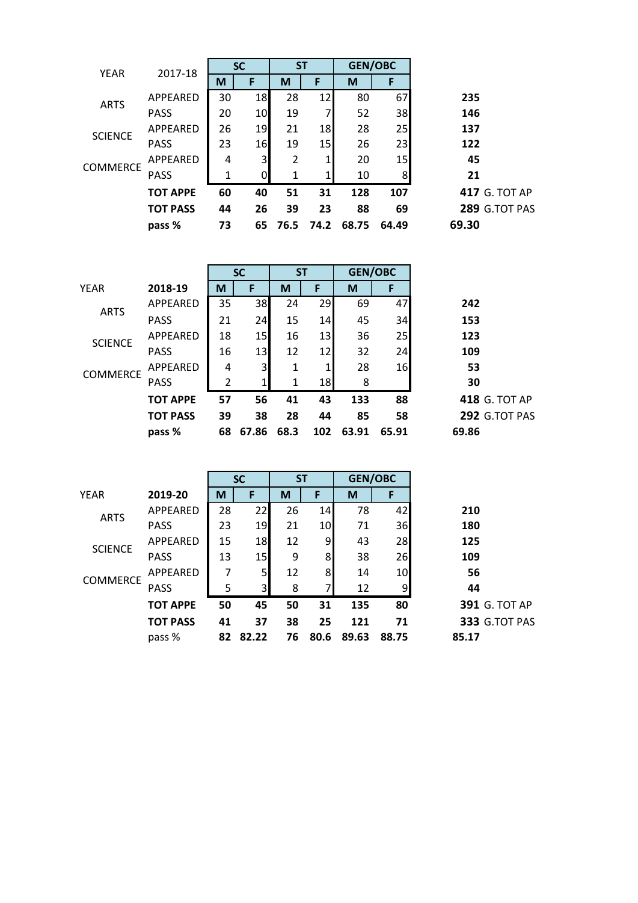| YEAR | 2017-18 | SC | | ST | | GEN/OBC | | | |
|---|---|---|---|---|---|---|---|---|---|
| | | M | F | M | F | M | F | | |
| ARTS | APPEARED | 30 | 18 | 28 | 12 | 80 | 67 | 235 | |
| | PASS | 20 | 10 | 19 | 7 | 52 | 38 | 146 | |
| SCIENCE | APPEARED | 26 | 19 | 21 | 18 | 28 | 25 | 137 | |
| | PASS | 23 | 16 | 19 | 15 | 26 | 23 | 122 | |
| COMMERCE | APPEARED | 4 | 3 | 2 | 1 | 20 | 15 | 45 | |
| | PASS | 1 | 0 | 1 | 1 | 10 | 8 | 21 | |
| | **TOT APPE** | **60** | **40** | **51** | **31** | **128** | **107** | **417** | G. TOT AP |
| | **TOT PASS** | **44** | **26** | **39** | **23** | **88** | **69** | **289** | G.TOT PAS |
| | **pass %** | **73** | **65** | **76.5** | **74.2** | **68.75** | **64.49** | **69.30** | |

| | | SC | | ST | | GEN/OBC | | | |
|---|---|---|---|---|---|---|---|---|---|
| YEAR | **2018-19** | M | F | M | F | M | F | | |
| ARTS | APPEARED | 35 | 38 | 24 | 29 | 69 | 47 | **242** | |
| | PASS | 21 | 24 | 15 | 14 | 45 | 34 | **153** | |
| SCIENCE | APPEARED | 18 | 15 | 16 | 13 | 36 | 25 | **123** | |
| | PASS | 16 | 13 | 12 | 12 | 32 | 24 | **109** | |
| COMMERCE | APPEARED | 4 | 3 | 1 | 1 | 28 | 16 | **53** | |
| | PASS | 2 | 1 | 1 | 18 | 8 | | **30** | |
| | **TOT APPE** | **57** | **56** | **41** | **43** | **133** | **88** | **418** | G. TOT AP |
| | **TOT PASS** | **39** | **38** | **28** | **44** | **85** | **58** | **292** | G.TOT PAS |
| | **pass %** | **68** | **67.86** | **68.3** | **102** | **63.91** | **65.91** | **69.86** | |

| | | SC | | ST | | GEN/OBC | | | |
|---|---|---|---|---|---|---|---|---|---|
| YEAR | **2019-20** | M | F | M | F | M | F | | |
| ARTS | APPEARED | 28 | 22 | 26 | 14 | 78 | 42 | **210** | |
| | PASS | 23 | 19 | 21 | 10 | 71 | 36 | **180** | |
| SCIENCE | APPEARED | 15 | 18 | 12 | 9 | 43 | 28 | **125** | |
| | PASS | 13 | 15 | 9 | 8 | 38 | 26 | **109** | |
| COMMERCE | APPEARED | 7 | 5 | 12 | 8 | 14 | 10 | **56** | |
| | PASS | 5 | 3 | 8 | 7 | 12 | 9 | **44** | |
| | **TOT APPE** | **50** | **45** | **50** | **31** | **135** | **80** | **391** | G. TOT AP |
| | **TOT PASS** | **41** | **37** | **38** | **25** | **121** | **71** | **333** | G.TOT PAS |
| | pass % | **82** | **82.22** | **76** | **80.6** | **89.63** | **88.75** | **85.17** | |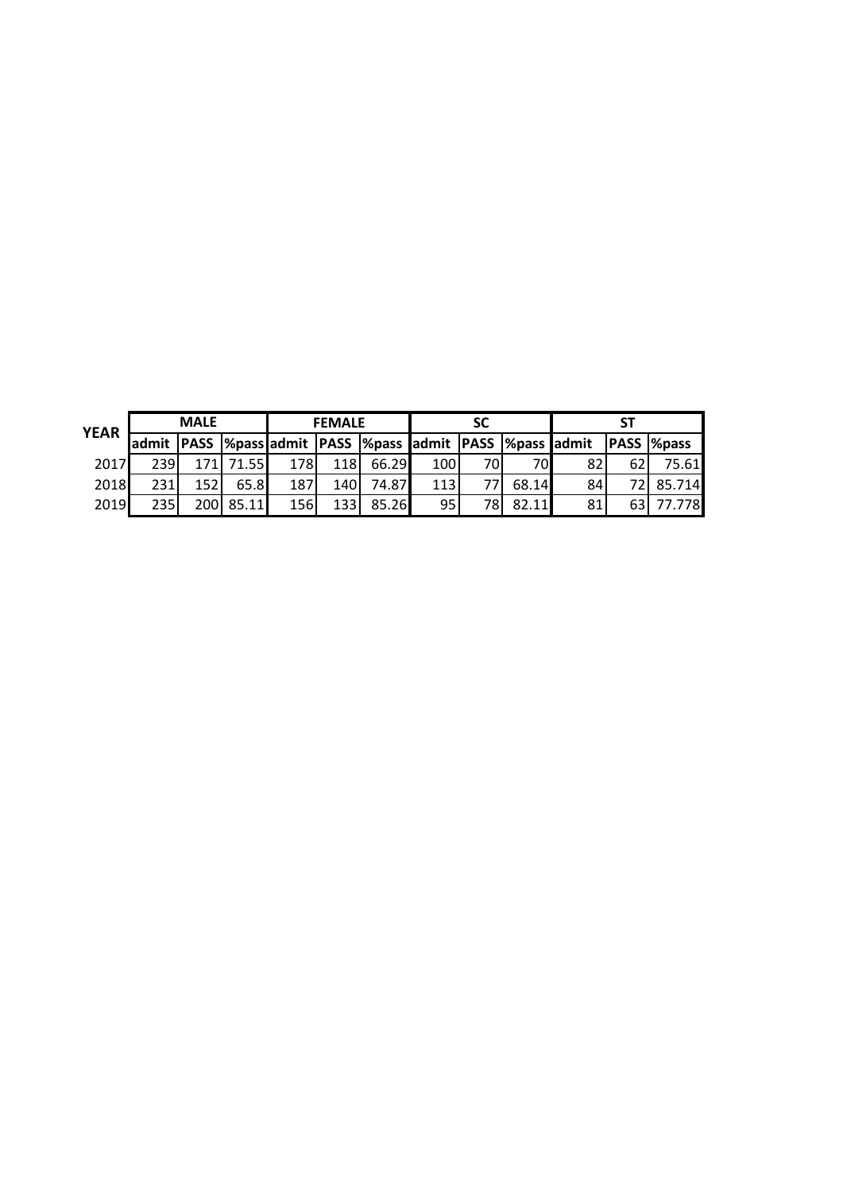| YEAR | MALE | | | FEMALE | | | SC | | | ST | | |
|---|---|---|---|---|---|---|---|---|---|---|---|---|
| | admit | PASS | %pass | admit | PASS | %pass | admit | PASS | %pass | admit | PASS | %pass |
| 2017 | 239 | 171 | 71.55 | 178 | 118 | 66.29 | 100 | 70 | 70 | 82 | 62 | 75.61 |
| 2018 | 231 | 152 | 65.8 | 187 | 140 | 74.87 | 113 | 77 | 68.14 | 84 | 72 | 85.714 |
| 2019 | 235 | 200 | 85.11 | 156 | 133 | 85.26 | 95 | 78 | 82.11 | 81 | 63 | 77.778 |